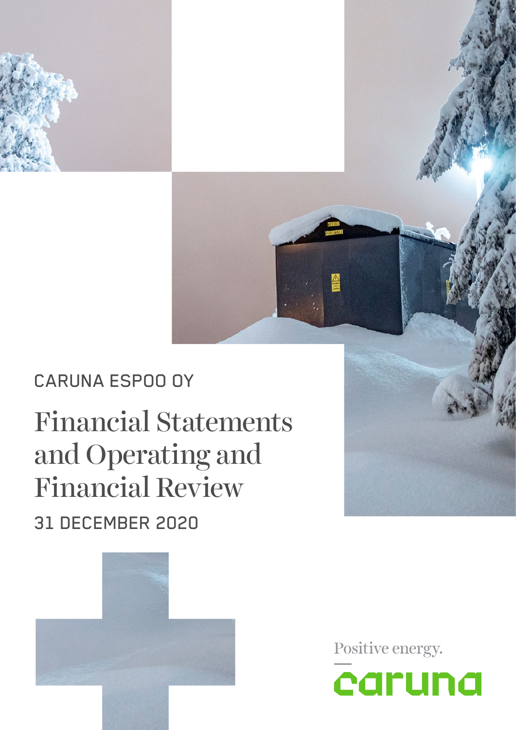CARUNA ESPOO OY

# Financial Statements and Operating and Financial Review

31 DECEMBER 2020

Positive energy.

caruna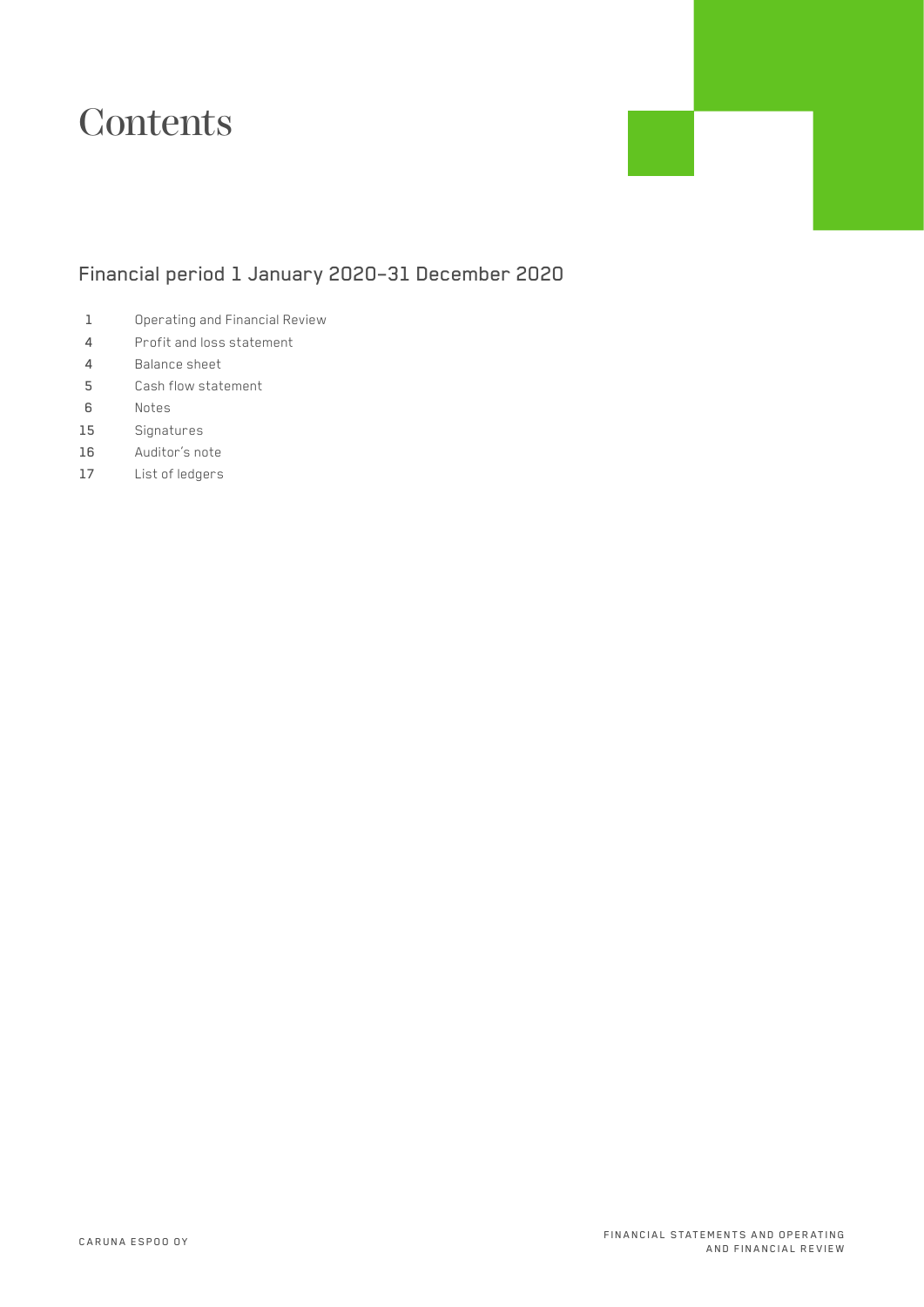# Contents

## Financial period 1 January 2020–31 December 2020

| | |
|---|---|
| 1 | Operating and Financial Review |
| 4 | Profit and loss statement |
| 4 | Balance sheet |
| 5 | Cash flow statement |
| 6 | Notes |
| 15 | Signatures |
| 16 | Auditor's note |
| 17 | List of ledgers |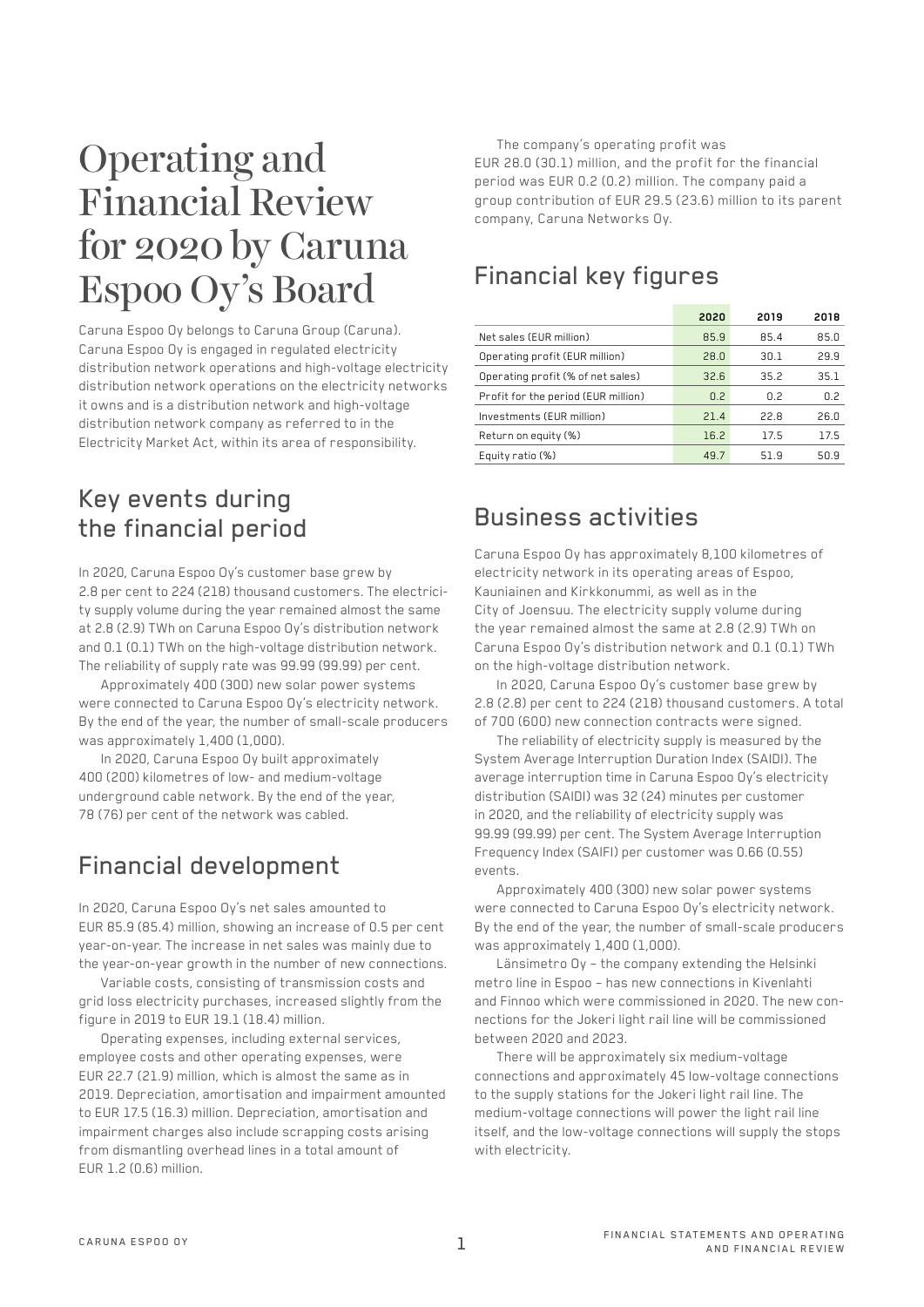# Operating and Financial Review for 2020 by Caruna Espoo Oy's Board

Caruna Espoo Oy belongs to Caruna Group (Caruna). Caruna Espoo Oy is engaged in regulated electricity distribution network operations and high-voltage electricity distribution network operations on the electricity networks it owns and is a distribution network and high-voltage distribution network company as referred to in the Electricity Market Act, within its area of responsibility.

## Key events during the financial period

In 2020, Caruna Espoo Oy's customer base grew by 2.8 per cent to 224 (218) thousand customers. The electricity supply volume during the year remained almost the same at 2.8 (2.9) TWh on Caruna Espoo Oy's distribution network and 0.1 (0.1) TWh on the high-voltage distribution network. The reliability of supply rate was 99.99 (99.99) per cent.

Approximately 400 (300) new solar power systems were connected to Caruna Espoo Oy's electricity network. By the end of the year, the number of small-scale producers was approximately 1,400 (1,000).

In 2020, Caruna Espoo Oy built approximately 400 (200) kilometres of low- and medium-voltage underground cable network. By the end of the year, 78 (76) per cent of the network was cabled.

## Financial development

In 2020, Caruna Espoo Oy's net sales amounted to EUR 85.9 (85.4) million, showing an increase of 0.5 per cent year-on-year. The increase in net sales was mainly due to the year-on-year growth in the number of new connections.

Variable costs, consisting of transmission costs and grid loss electricity purchases, increased slightly from the figure in 2019 to EUR 19.1 (18.4) million.

Operating expenses, including external services, employee costs and other operating expenses, were EUR 22.7 (21.9) million, which is almost the same as in 2019. Depreciation, amortisation and impairment amounted to EUR 17.5 (16.3) million. Depreciation, amortisation and impairment charges also include scrapping costs arising from dismantling overhead lines in a total amount of EUR 1.2 (0.6) million.

The company's operating profit was EUR 28.0 (30.1) million, and the profit for the financial period was EUR 0.2 (0.2) million. The company paid a group contribution of EUR 29.5 (23.6) million to its parent company, Caruna Networks Oy.

## Financial key figures

| | 2020 | 2019 | 2018 |
|---|---|---|---|
| Net sales (EUR million) | 85.9 | 85.4 | 85.0 |
| Operating profit (EUR million) | 28.0 | 30.1 | 29.9 |
| Operating profit (% of net sales) | 32.6 | 35.2 | 35.1 |
| Profit for the period (EUR million) | 0.2 | 0.2 | 0.2 |
| Investments (EUR million) | 21.4 | 22.8 | 26.0 |
| Return on equity (%) | 16.2 | 17.5 | 17.5 |
| Equity ratio (%) | 49.7 | 51.9 | 50.9 |

## Business activities

Caruna Espoo Oy has approximately 8,100 kilometres of electricity network in its operating areas of Espoo, Kauniainen and Kirkkonummi, as well as in the City of Joensuu. The electricity supply volume during the year remained almost the same at 2.8 (2.9) TWh on Caruna Espoo Oy's distribution network and 0.1 (0.1) TWh on the high-voltage distribution network.

In 2020, Caruna Espoo Oy's customer base grew by 2.8 (2.8) per cent to 224 (218) thousand customers. A total of 700 (600) new connection contracts were signed.

The reliability of electricity supply is measured by the System Average Interruption Duration Index (SAIDI). The average interruption time in Caruna Espoo Oy's electricity distribution (SAIDI) was 32 (24) minutes per customer in 2020, and the reliability of electricity supply was 99.99 (99.99) per cent. The System Average Interruption Frequency Index (SAIFI) per customer was 0.66 (0.55) events.

Approximately 400 (300) new solar power systems were connected to Caruna Espoo Oy's electricity network. By the end of the year, the number of small-scale producers was approximately 1,400 (1,000).

Länsimetro Oy – the company extending the Helsinki metro line in Espoo – has new connections in Kivenlahti and Finnoo which were commissioned in 2020. The new connections for the Jokeri light rail line will be commissioned between 2020 and 2023.

There will be approximately six medium-voltage connections and approximately 45 low-voltage connections to the supply stations for the Jokeri light rail line. The medium-voltage connections will power the light rail line itself, and the low-voltage connections will supply the stops with electricity.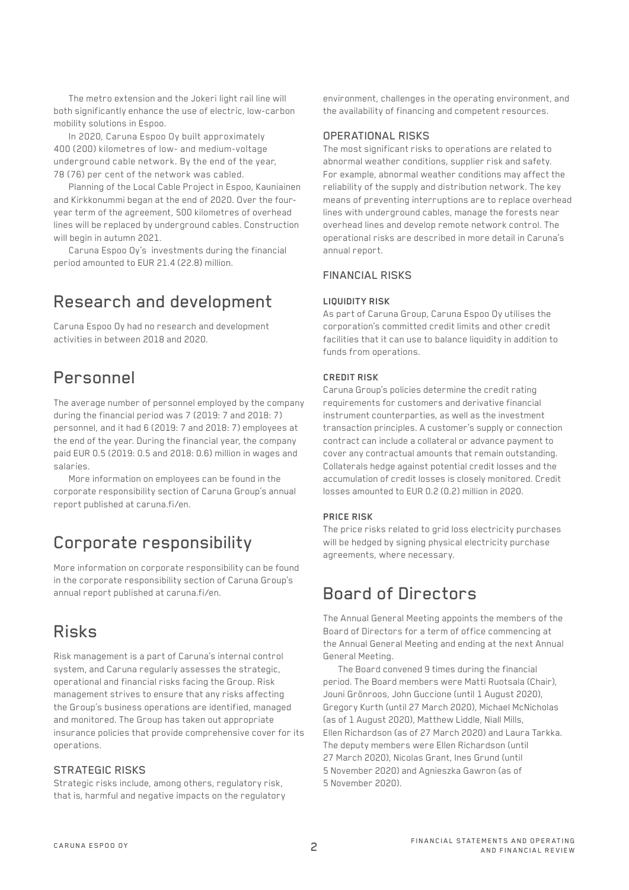The metro extension and the Jokeri light rail line will both significantly enhance the use of electric, low-carbon mobility solutions in Espoo.

In 2020, Caruna Espoo Oy built approximately 400 (200) kilometres of low- and medium-voltage underground cable network. By the end of the year, 78 (76) per cent of the network was cabled.

Planning of the Local Cable Project in Espoo, Kauniainen and Kirkkonummi began at the end of 2020. Over the four-year term of the agreement, 500 kilometres of overhead lines will be replaced by underground cables. Construction will begin in autumn 2021.

Caruna Espoo Oy's investments during the financial period amounted to EUR 21.4 (22.8) million.

## Research and development

Caruna Espoo Oy had no research and development activities in between 2018 and 2020.

## Personnel

The average number of personnel employed by the company during the financial period was 7 (2019: 7 and 2018: 7) personnel, and it had 6 (2019: 7 and 2018: 7) employees at the end of the year. During the financial year, the company paid EUR 0.5 (2019: 0.5 and 2018: 0.6) million in wages and salaries.

More information on employees can be found in the corporate responsibility section of Caruna Group's annual report published at caruna.fi/en.

## Corporate responsibility

More information on corporate responsibility can be found in the corporate responsibility section of Caruna Group's annual report published at caruna.fi/en.

## Risks

Risk management is a part of Caruna's internal control system, and Caruna regularly assesses the strategic, operational and financial risks facing the Group. Risk management strives to ensure that any risks affecting the Group's business operations are identified, managed and monitored. The Group has taken out appropriate insurance policies that provide comprehensive cover for its operations.

### STRATEGIC RISKS

Strategic risks include, among others, regulatory risk, that is, harmful and negative impacts on the regulatory environment, challenges in the operating environment, and the availability of financing and competent resources.

### OPERATIONAL RISKS

The most significant risks to operations are related to abnormal weather conditions, supplier risk and safety. For example, abnormal weather conditions may affect the reliability of the supply and distribution network. The key means of preventing interruptions are to replace overhead lines with underground cables, manage the forests near overhead lines and develop remote network control. The operational risks are described in more detail in Caruna's annual report.

### FINANCIAL RISKS

#### LIQUIDITY RISK

As part of Caruna Group, Caruna Espoo Oy utilises the corporation's committed credit limits and other credit facilities that it can use to balance liquidity in addition to funds from operations.

#### CREDIT RISK

Caruna Group's policies determine the credit rating requirements for customers and derivative financial instrument counterparties, as well as the investment transaction principles. A customer's supply or connection contract can include a collateral or advance payment to cover any contractual amounts that remain outstanding. Collaterals hedge against potential credit losses and the accumulation of credit losses is closely monitored. Credit losses amounted to EUR 0.2 (0.2) million in 2020.

#### PRICE RISK

The price risks related to grid loss electricity purchases will be hedged by signing physical electricity purchase agreements, where necessary.

## Board of Directors

The Annual General Meeting appoints the members of the Board of Directors for a term of office commencing at the Annual General Meeting and ending at the next Annual General Meeting.

The Board convened 9 times during the financial period. The Board members were Matti Ruotsala (Chair), Jouni Grönroos, John Guccione (until 1 August 2020), Gregory Kurth (until 27 March 2020), Michael McNicholas (as of 1 August 2020), Matthew Liddle, Niall Mills, Ellen Richardson (as of 27 March 2020) and Laura Tarkka. The deputy members were Ellen Richardson (until 27 March 2020), Nicolas Grant, Ines Grund (until 5 November 2020) and Agnieszka Gawron (as of 5 November 2020).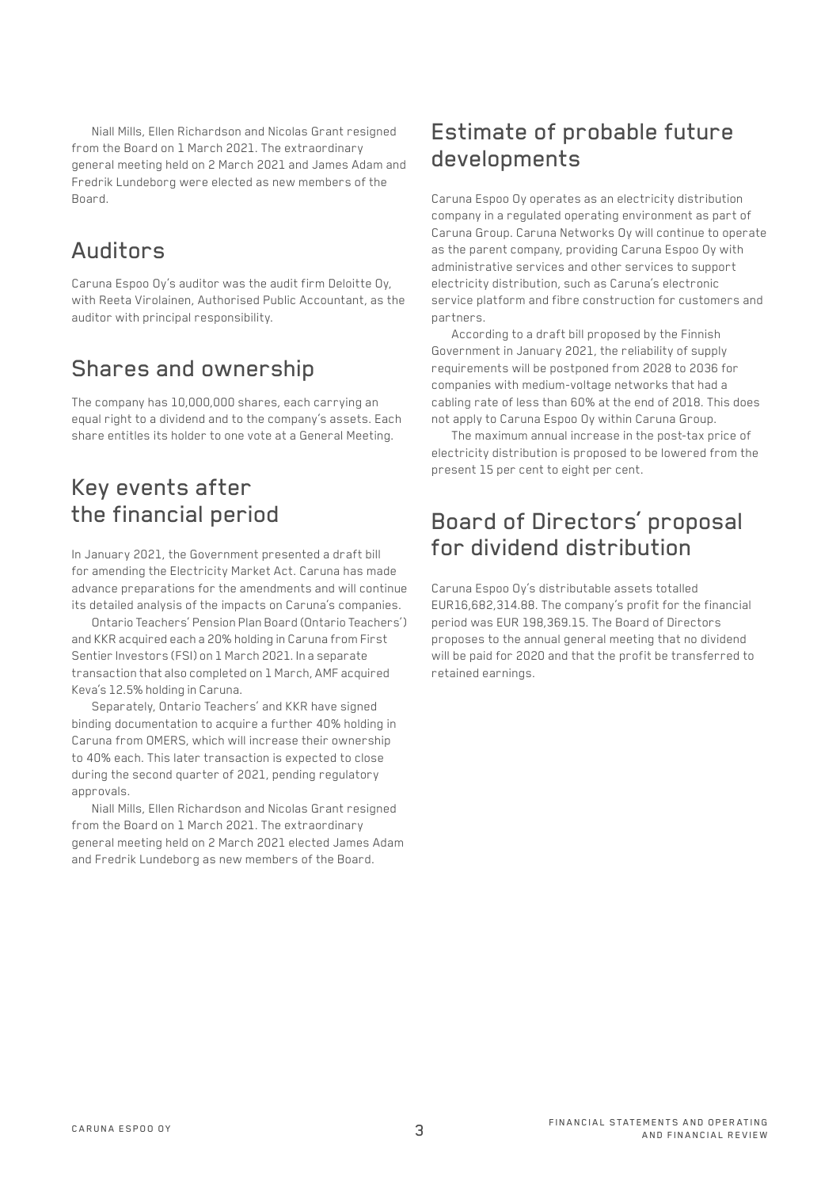Niall Mills, Ellen Richardson and Nicolas Grant resigned from the Board on 1 March 2021. The extraordinary general meeting held on 2 March 2021 and James Adam and Fredrik Lundeborg were elected as new members of the Board.

## Auditors

Caruna Espoo Oy's auditor was the audit firm Deloitte Oy, with Reeta Virolainen, Authorised Public Accountant, as the auditor with principal responsibility.

## Shares and ownership

The company has 10,000,000 shares, each carrying an equal right to a dividend and to the company's assets. Each share entitles its holder to one vote at a General Meeting.

## Key events after the financial period

In January 2021, the Government presented a draft bill for amending the Electricity Market Act. Caruna has made advance preparations for the amendments and will continue its detailed analysis of the impacts on Caruna's companies.

Ontario Teachers' Pension Plan Board (Ontario Teachers') and KKR acquired each a 20% holding in Caruna from First Sentier Investors (FSI) on 1 March 2021. In a separate transaction that also completed on 1 March, AMF acquired Keva's 12.5% holding in Caruna.

Separately, Ontario Teachers' and KKR have signed binding documentation to acquire a further 40% holding in Caruna from OMERS, which will increase their ownership to 40% each. This later transaction is expected to close during the second quarter of 2021, pending regulatory approvals.

Niall Mills, Ellen Richardson and Nicolas Grant resigned from the Board on 1 March 2021. The extraordinary general meeting held on 2 March 2021 elected James Adam and Fredrik Lundeborg as new members of the Board.

## Estimate of probable future developments

Caruna Espoo Oy operates as an electricity distribution company in a regulated operating environment as part of Caruna Group. Caruna Networks Oy will continue to operate as the parent company, providing Caruna Espoo Oy with administrative services and other services to support electricity distribution, such as Caruna's electronic service platform and fibre construction for customers and partners.

According to a draft bill proposed by the Finnish Government in January 2021, the reliability of supply requirements will be postponed from 2028 to 2036 for companies with medium-voltage networks that had a cabling rate of less than 60% at the end of 2018. This does not apply to Caruna Espoo Oy within Caruna Group.

The maximum annual increase in the post-tax price of electricity distribution is proposed to be lowered from the present 15 per cent to eight per cent.

## Board of Directors' proposal for dividend distribution

Caruna Espoo Oy's distributable assets totalled EUR16,682,314.88. The company's profit for the financial period was EUR 198,369.15. The Board of Directors proposes to the annual general meeting that no dividend will be paid for 2020 and that the profit be transferred to retained earnings.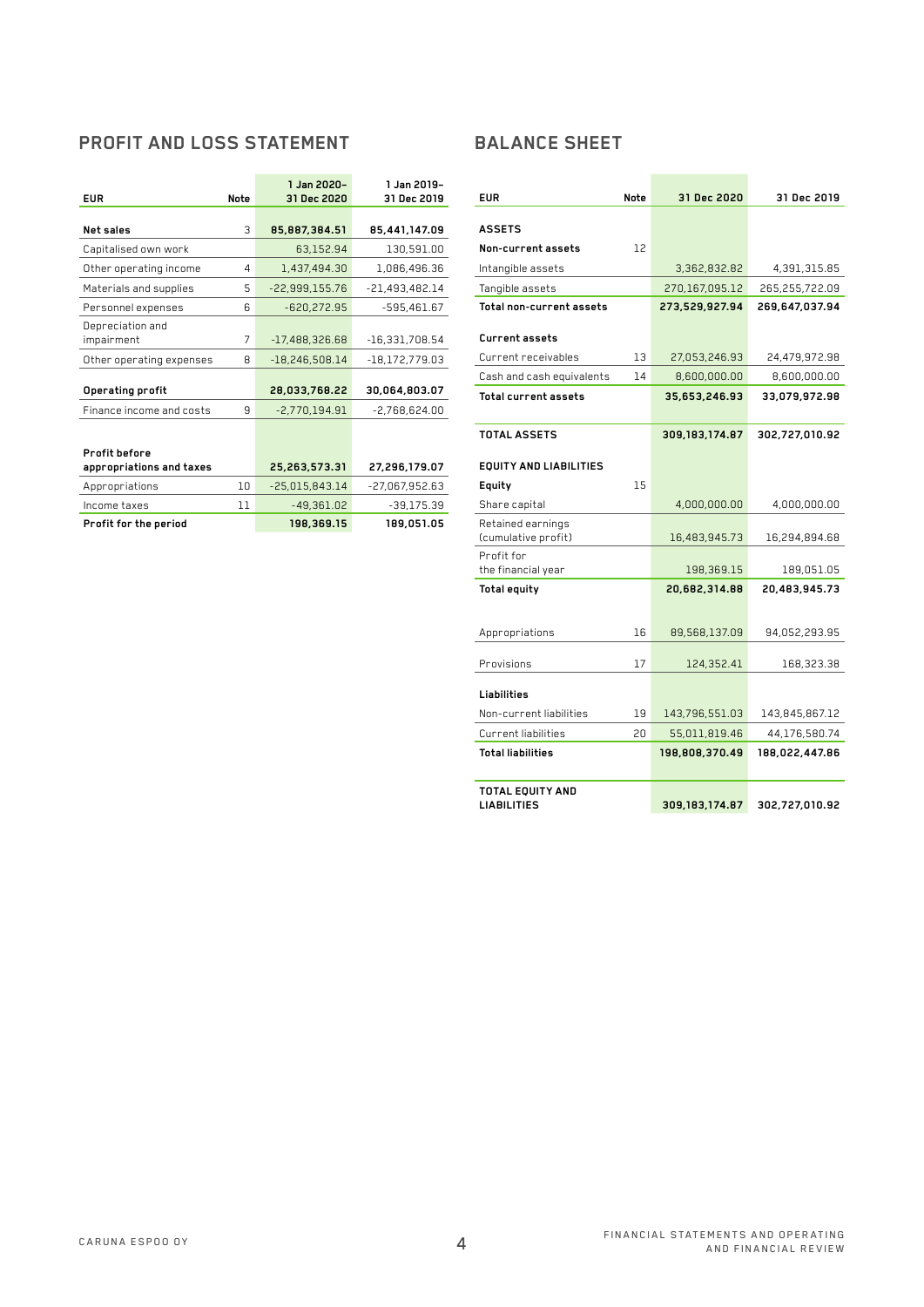## PROFIT AND LOSS STATEMENT

| EUR | Note | 1 Jan 2020–31 Dec 2020 | 1 Jan 2019–31 Dec 2019 |
|---|---|---|---|
| **Net sales** | 3 | **85,887,384.51** | **85,441,147.09** |
| Capitalised own work | | 63,152.94 | 130,591.00 |
| Other operating income | 4 | 1,437,494.30 | 1,086,496.36 |
| Materials and supplies | 5 | -22,999,155.76 | -21,493,482.14 |
| Personnel expenses | 6 | -620,272.95 | -595,461.67 |
| Depreciation and impairment | 7 | -17,488,326.68 | -16,331,708.54 |
| Other operating expenses | 8 | -18,246,508.14 | -18,172,779.03 |
| **Operating profit** | | **28,033,768.22** | **30,064,803.07** |
| Finance income and costs | 9 | -2,770,194.91 | -2,768,624.00 |
| **Profit before appropriations and taxes** | | **25,263,573.31** | **27,296,179.07** |
| Appropriations | 10 | -25,015,843.14 | -27,067,952.63 |
| Income taxes | 11 | -49,361.02 | -39,175.39 |
| **Profit for the period** | | **198,369.15** | **189,051.05** |

## BALANCE SHEET

| EUR | Note | 31 Dec 2020 | 31 Dec 2019 |
|---|---|---|---|
| **ASSETS** | | | |
| **Non-current assets** | 12 | | |
| Intangible assets | | 3,362,832.82 | 4,391,315.85 |
| Tangible assets | | 270,167,095.12 | 265,255,722.09 |
| **Total non-current assets** | | **273,529,927.94** | **269,647,037.94** |
| **Current assets** | | | |
| Current receivables | 13 | 27,053,246.93 | 24,479,972.98 |
| Cash and cash equivalents | 14 | 8,600,000.00 | 8,600,000.00 |
| **Total current assets** | | **35,653,246.93** | **33,079,972.98** |
| **TOTAL ASSETS** | | **309,183,174.87** | **302,727,010.92** |
| **EQUITY AND LIABILITIES** | | | |
| **Equity** | 15 | | |
| Share capital | | 4,000,000.00 | 4,000,000.00 |
| Retained earnings (cumulative profit) | | 16,483,945.73 | 16,294,894.68 |
| Profit for the financial year | | 198,369.15 | 189,051.05 |
| **Total equity** | | **20,682,314.88** | **20,483,945.73** |
| Appropriations | 16 | 89,568,137.09 | 94,052,293.95 |
| Provisions | 17 | 124,352.41 | 168,323.38 |
| **Liabilities** | | | |
| Non-current liabilities | 19 | 143,796,551.03 | 143,845,867.12 |
| Current liabilities | 20 | 55,011,819.46 | 44,176,580.74 |
| **Total liabilities** | | **198,808,370.49** | **188,022,447.86** |
| **TOTAL EQUITY AND LIABILITIES** | | **309,183,174.87** | **302,727,010.92** |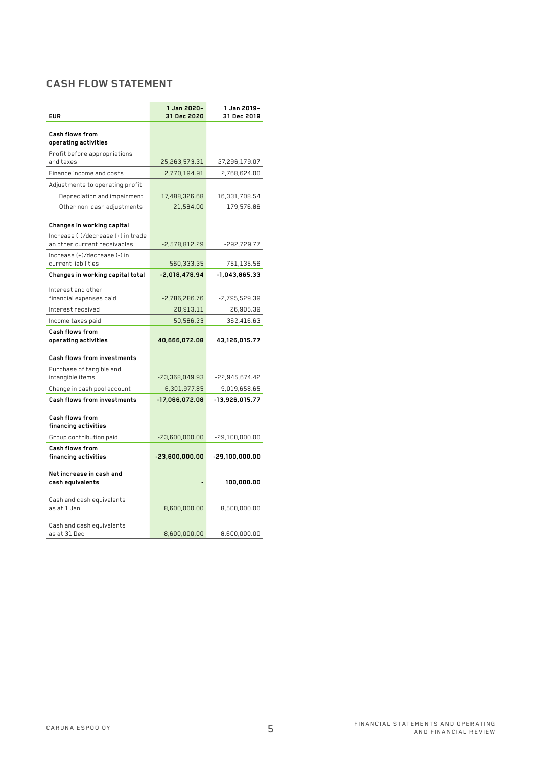## CASH FLOW STATEMENT

| EUR | 1 Jan 2020–31 Dec 2020 | 1 Jan 2019–31 Dec 2019 |
|---|---|---|
| **Cash flows from operating activities** | | |
| Profit before appropriations and taxes | 25,263,573.31 | 27,296,179.07 |
| Finance income and costs | 2,770,194.91 | 2,768,624.00 |
| Adjustments to operating profit | | |
| Depreciation and impairment | 17,488,326.68 | 16,331,708.54 |
| Other non-cash adjustments | -21,584.00 | 179,576.86 |
| **Changes in working capital** | | |
| Increase (-)/decrease (+) in trade an other current receivables | -2,578,812.29 | -292,729.77 |
| Increase (+)/decrease (-) in current liabilities | 560,333.35 | -751,135.56 |
| **Changes in working capital total** | **-2,018,478.94** | **-1,043,865.33** |
| Interest and other financial expenses paid | -2,786,286.76 | -2,795,529.39 |
| Interest received | 20,913.11 | 26,905.39 |
| Income taxes paid | -50,586.23 | 362,416.63 |
| **Cash flows from operating activities** | **40,666,072.08** | **43,126,015.77** |
| **Cash flows from investments** | | |
| Purchase of tangible and intangible items | -23,368,049.93 | -22,945,674.42 |
| Change in cash pool account | 6,301,977.85 | 9,019,658.65 |
| **Cash flows from investments** | **-17,066,072.08** | **-13,926,015.77** |
| **Cash flows from financing activities** | | |
| Group contribution paid | -23,600,000.00 | -29,100,000.00 |
| **Cash flows from financing activities** | **-23,600,000.00** | **-29,100,000.00** |
| **Net increase in cash and cash equivalents** | **-** | **100,000.00** |
| Cash and cash equivalents as at 1 Jan | 8,600,000.00 | 8,500,000.00 |
| Cash and cash equivalents as at 31 Dec | 8,600,000.00 | 8,600,000.00 |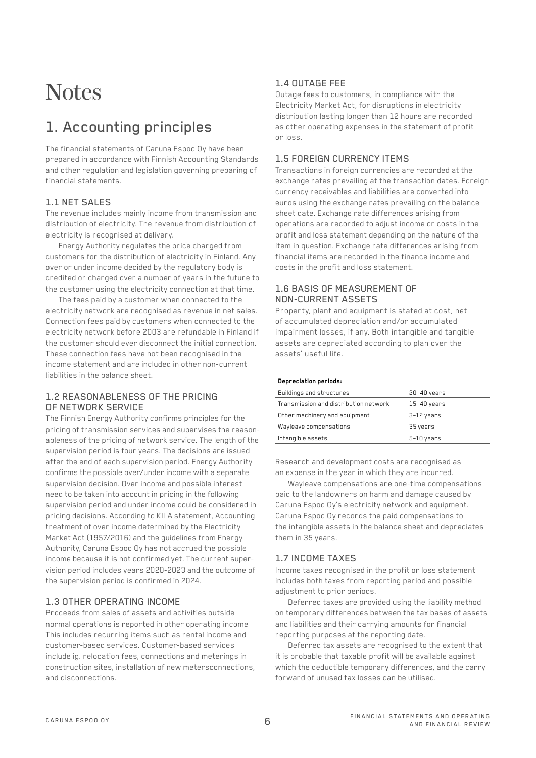# Notes

## 1. Accounting principles

The financial statements of Caruna Espoo Oy have been prepared in accordance with Finnish Accounting Standards and other regulation and legislation governing preparing of financial statements.

### 1.1 NET SALES

The revenue includes mainly income from transmission and distribution of electricity. The revenue from distribution of electricity is recognised at delivery.

Energy Authority regulates the price charged from customers for the distribution of electricity in Finland. Any over or under income decided by the regulatory body is credited or charged over a number of years in the future to the customer using the electricity connection at that time.

The fees paid by a customer when connected to the electricity network are recognised as revenue in net sales. Connection fees paid by customers when connected to the electricity network before 2003 are refundable in Finland if the customer should ever disconnect the initial connection. These connection fees have not been recognised in the income statement and are included in other non-current liabilities in the balance sheet.

### 1.2 REASONABLENESS OF THE PRICING OF NETWORK SERVICE

The Finnish Energy Authority confirms principles for the pricing of transmission services and supervises the reasonableness of the pricing of network service. The length of the supervision period is four years. The decisions are issued after the end of each supervision period. Energy Authority confirms the possible over/under income with a separate supervision decision. Over income and possible interest need to be taken into account in pricing in the following supervision period and under income could be considered in pricing decisions. According to KILA statement, Accounting treatment of over income determined by the Electricity Market Act (1957/2016) and the guidelines from Energy Authority, Caruna Espoo Oy has not accrued the possible income because it is not confirmed yet. The current supervision period includes years 2020-2023 and the outcome of the supervision period is confirmed in 2024.

### 1.3 OTHER OPERATING INCOME

Proceeds from sales of assets and activities outside normal operations is reported in other operating income This includes recurring items such as rental income and customer-based services. Customer-based services include ig. relocation fees, connections and meterings in construction sites, installation of new metersconnections, and disconnections.

### 1.4 OUTAGE FEE

Outage fees to customers, in compliance with the Electricity Market Act, for disruptions in electricity distribution lasting longer than 12 hours are recorded as other operating expenses in the statement of profit or loss.

### 1.5 FOREIGN CURRENCY ITEMS

Transactions in foreign currencies are recorded at the exchange rates prevailing at the transaction dates. Foreign currency receivables and liabilities are converted into euros using the exchange rates prevailing on the balance sheet date. Exchange rate differences arising from operations are recorded to adjust income or costs in the profit and loss statement depending on the nature of the item in question. Exchange rate differences arising from financial items are recorded in the finance income and costs in the profit and loss statement.

### 1.6 BASIS OF MEASUREMENT OF NON-CURRENT ASSETS

Property, plant and equipment is stated at cost, net of accumulated depreciation and/or accumulated impairment losses, if any. Both intangible and tangible assets are depreciated according to plan over the assets' useful life.

**Depreciation periods:**

| | |
|---|---|
| Buildings and structures | 20–40 years |
| Transmission and distribution network | 15–40 years |
| Other machinery and equipment | 3–12 years |
| Wayleave compensations | 35 years |
| Intangible assets | 5–10 years |

Research and development costs are recognised as an expense in the year in which they are incurred.

Wayleave compensations are one-time compensations paid to the landowners on harm and damage caused by Caruna Espoo Oy's electricity network and equipment. Caruna Espoo Oy records the paid compensations to the intangible assets in the balance sheet and depreciates them in 35 years.

### 1.7 INCOME TAXES

Income taxes recognised in the profit or loss statement includes both taxes from reporting period and possible adjustment to prior periods.

Deferred taxes are provided using the liability method on temporary differences between the tax bases of assets and liabilities and their carrying amounts for financial reporting purposes at the reporting date.

Deferred tax assets are recognised to the extent that it is probable that taxable profit will be available against which the deductible temporary differences, and the carry forward of unused tax losses can be utilised.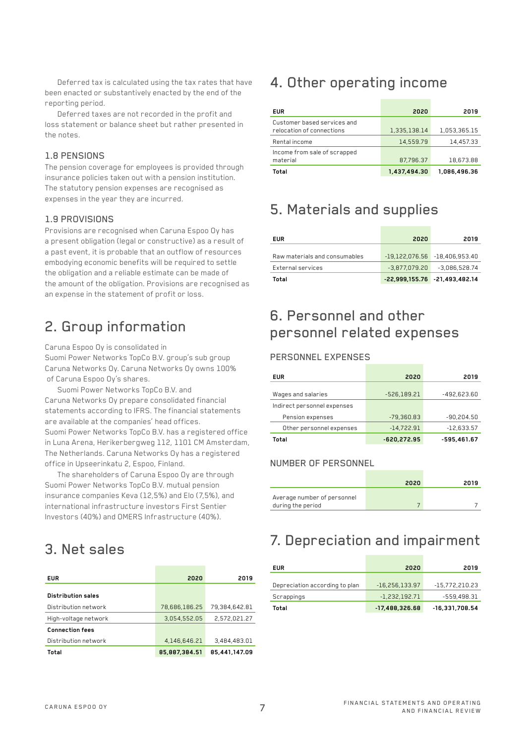Deferred tax is calculated using the tax rates that have been enacted or substantively enacted by the end of the reporting period.

Deferred taxes are not recorded in the profit and loss statement or balance sheet but rather presented in the notes.

### 1.8 PENSIONS

The pension coverage for employees is provided through insurance policies taken out with a pension institution. The statutory pension expenses are recognised as expenses in the year they are incurred.

### 1.9 PROVISIONS

Provisions are recognised when Caruna Espoo Oy has a present obligation (legal or constructive) as a result of a past event, it is probable that an outflow of resources embodying economic benefits will be required to settle the obligation and a reliable estimate can be made of the amount of the obligation. Provisions are recognised as an expense in the statement of profit or loss.

# 2. Group information

Caruna Espoo Oy is consolidated in Suomi Power Networks TopCo B.V. group's sub group Caruna Networks Oy. Caruna Networks Oy owns 100% of Caruna Espoo Oy's shares.

Suomi Power Networks TopCo B.V. and Caruna Networks Oy prepare consolidated financial statements according to IFRS. The financial statements are available at the companies' head offices. Suomi Power Networks TopCo B.V. has a registered office in Luna Arena, Herikerbergweg 112, 1101 CM Amsterdam, The Netherlands. Caruna Networks Oy has a registered office in Upseerinkatu 2, Espoo, Finland.

The shareholders of Caruna Espoo Oy are through Suomi Power Networks TopCo B.V. mutual pension insurance companies Keva (12,5%) and Elo (7,5%), and international infrastructure investors First Sentier Investors (40%) and OMERS Infrastructure (40%).

# 3. Net sales

| EUR | 2020 | 2019 |
|---|---|---|
| **Distribution sales** | | |
| Distribution network | 78,686,186.25 | 79,384,642.81 |
| High-voltage network | 3,054,552.05 | 2,572,021.27 |
| **Connection fees** | | |
| Distribution network | 4,146,646.21 | 3,484,483.01 |
| **Total** | **85,887,384.51** | **85,441,147.09** |

# 4. Other operating income

| EUR | 2020 | 2019 |
|---|---|---|
| Customer based services and relocation of connections | 1,335,138.14 | 1,053,365.15 |
| Rental income | 14,559.79 | 14,457.33 |
| Income from sale of scrapped material | 87,796.37 | 18,673.88 |
| **Total** | **1,437,494.30** | **1,086,496.36** |

# 5. Materials and supplies

| EUR | 2020 | 2019 |
|---|---|---|
| Raw materials and consumables | -19,122,076.56 | -18,406,953.40 |
| External services | -3,877,079.20 | -3,086,528.74 |
| **Total** | **-22,999,155.76** | **-21,493,482.14** |

# 6. Personnel and other personnel related expenses

### PERSONNEL EXPENSES

| EUR | 2020 | 2019 |
|---|---|---|
| Wages and salaries | -526,189.21 | -492,623.60 |
| Indirect personnel expenses | | |
| Pension expenses | -79,360.83 | -90,204.50 |
| Other personnel expenses | -14,722.91 | -12,633.57 |
| **Total** | **-620,272.95** | **-595,461.67** |

### NUMBER OF PERSONNEL

| | 2020 | 2019 |
|---|---|---|
| Average number of personnel during the period | 7 | 7 |

# 7. Depreciation and impairment

| EUR | 2020 | 2019 |
|---|---|---|
| Depreciation according to plan | -16,256,133.97 | -15,772,210.23 |
| Scrappings | -1,232,192.71 | -559,498.31 |
| **Total** | **-17,488,326.68** | **-16,331,708.54** |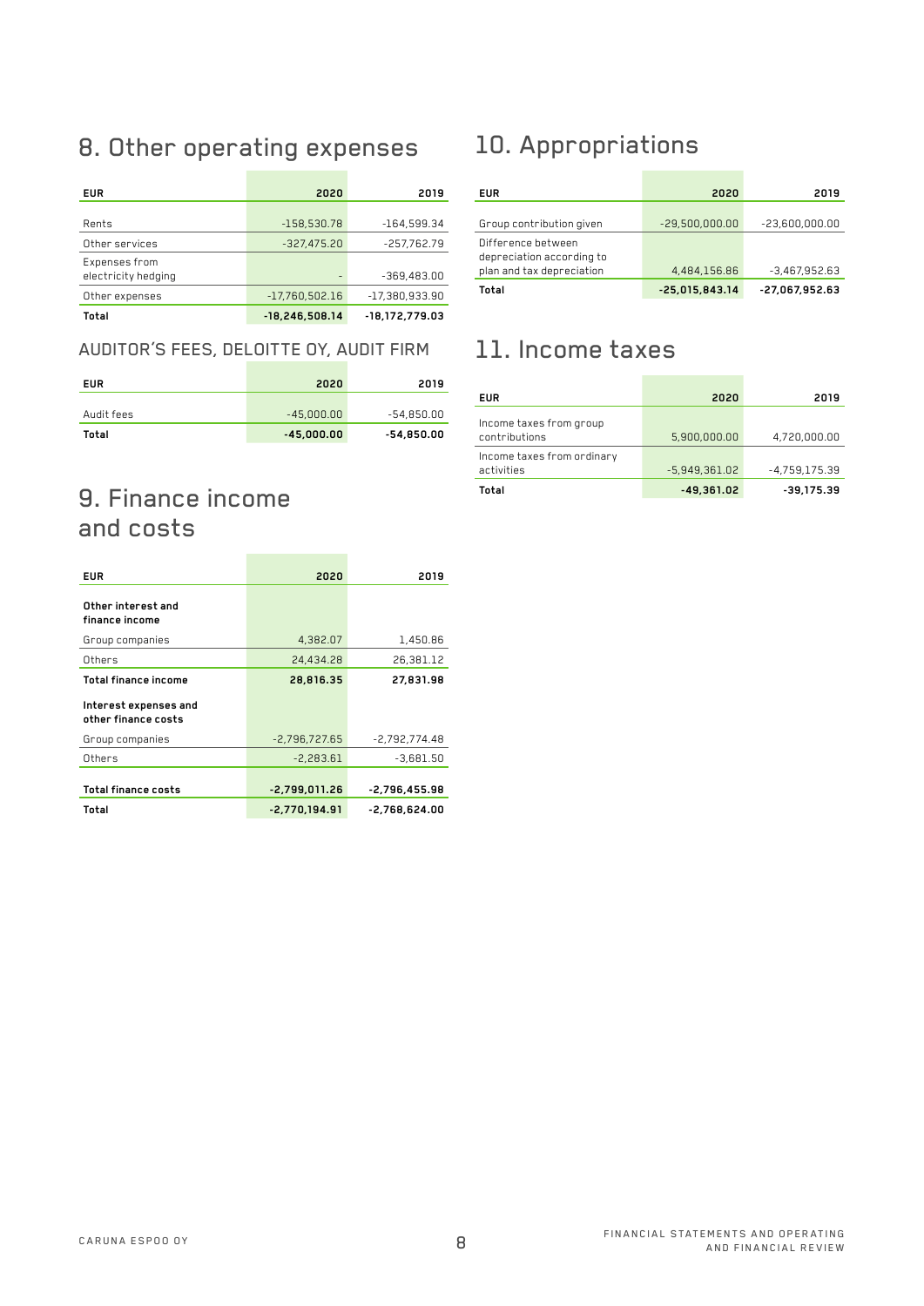# 8. Other operating expenses

| EUR | 2020 | 2019 |
|---|---|---|
| Rents | -158,530.78 | -164,599.34 |
| Other services | -327,475.20 | -257,762.79 |
| Expenses from electricity hedging | - | -369,483.00 |
| Other expenses | -17,760,502.16 | -17,380,933.90 |
| **Total** | **-18,246,508.14** | **-18,172,779.03** |

## AUDITOR'S FEES, DELOITTE OY, AUDIT FIRM

| EUR | 2020 | 2019 |
|---|---|---|
| Audit fees | -45,000.00 | -54,850.00 |
| **Total** | **-45,000.00** | **-54,850.00** |

# 9. Finance income and costs

| EUR | 2020 | 2019 |
|---|---|---|
| **Other interest and finance income** | | |
| Group companies | 4,382.07 | 1,450.86 |
| Others | 24,434.28 | 26,381.12 |
| **Total finance income** | **28,816.35** | **27,831.98** |
| **Interest expenses and other finance costs** | | |
| Group companies | -2,796,727.65 | -2,792,774.48 |
| Others | -2,283.61 | -3,681.50 |
| **Total finance costs** | **-2,799,011.26** | **-2,796,455.98** |
| **Total** | **-2,770,194.91** | **-2,768,624.00** |

# 10. Appropriations

| EUR | 2020 | 2019 |
|---|---|---|
| Group contribution given | -29,500,000.00 | -23,600,000.00 |
| Difference between depreciation according to plan and tax depreciation | 4,484,156.86 | -3,467,952.63 |
| **Total** | **-25,015,843.14** | **-27,067,952.63** |

# 11. Income taxes

| EUR | 2020 | 2019 |
|---|---|---|
| Income taxes from group contributions | 5,900,000.00 | 4,720,000.00 |
| Income taxes from ordinary activities | -5,949,361.02 | -4,759,175.39 |
| **Total** | **-49,361.02** | **-39,175.39** |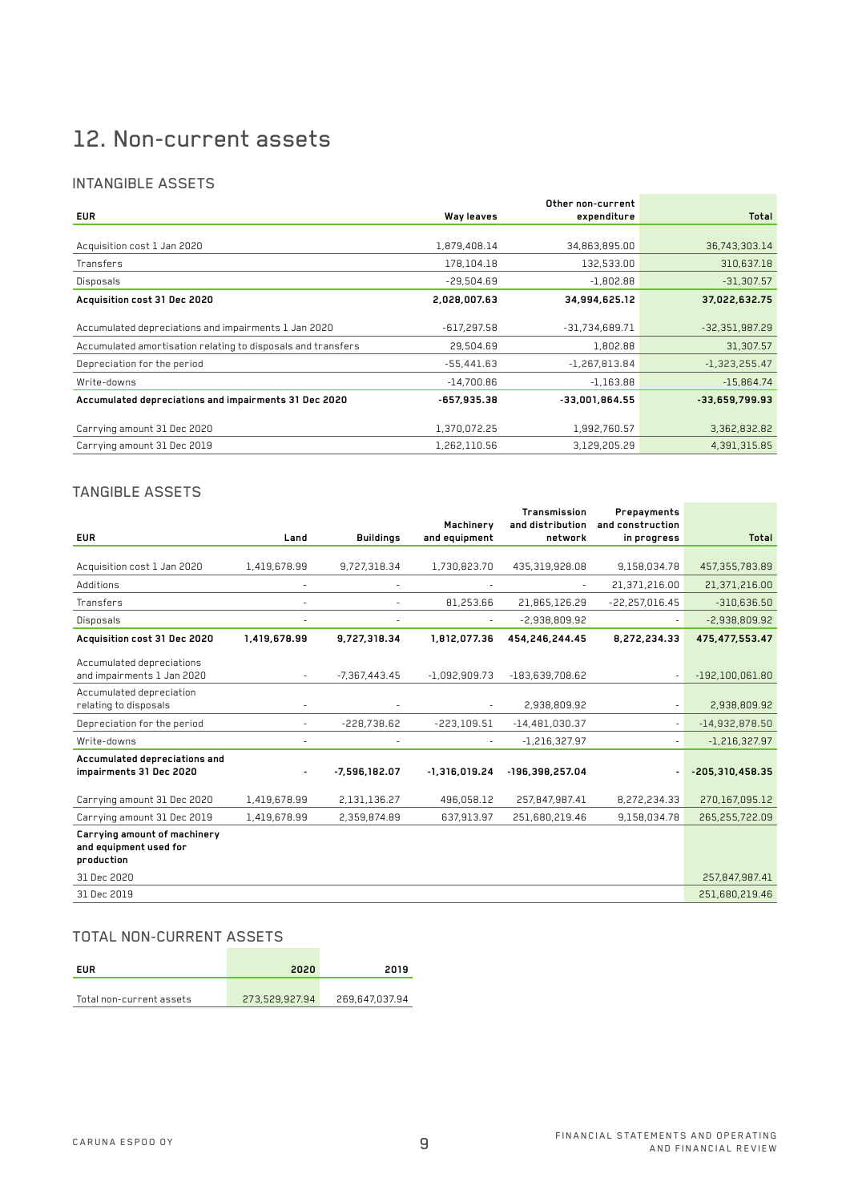# 12. Non-current assets

## INTANGIBLE ASSETS

| EUR | Way leaves | Other non-current expenditure | Total |
|---|---|---|---|
| Acquisition cost 1 Jan 2020 | 1,879,408.14 | 34,863,895.00 | 36,743,303.14 |
| Transfers | 178,104.18 | 132,533.00 | 310,637.18 |
| Disposals | -29,504.69 | -1,802.88 | -31,307.57 |
| **Acquisition cost 31 Dec 2020** | **2,028,007.63** | **34,994,625.12** | **37,022,632.75** |
| Accumulated depreciations and impairments 1 Jan 2020 | -617,297.58 | -31,734,689.71 | -32,351,987.29 |
| Accumulated amortisation relating to disposals and transfers | 29,504.69 | 1,802.88 | 31,307.57 |
| Depreciation for the period | -55,441.63 | -1,267,813.84 | -1,323,255.47 |
| Write-downs | -14,700.86 | -1,163.88 | -15,864.74 |
| **Accumulated depreciations and impairments 31 Dec 2020** | **-657,935.38** | **-33,001,864.55** | **-33,659,799.93** |
| Carrying amount 31 Dec 2020 | 1,370,072.25 | 1,992,760.57 | 3,362,832.82 |
| Carrying amount 31 Dec 2019 | 1,262,110.56 | 3,129,205.29 | 4,391,315.85 |

## TANGIBLE ASSETS

| EUR | Land | Buildings | Machinery and equipment | Transmission and distribution network | Prepayments and construction in progress | Total |
|---|---|---|---|---|---|---|
| Acquisition cost 1 Jan 2020 | 1,419,678.99 | 9,727,318.34 | 1,730,823.70 | 435,319,928.08 | 9,158,034.78 | 457,355,783.89 |
| Additions | - | - | - | - | 21,371,216.00 | 21,371,216.00 |
| Transfers | - | - | 81,253.66 | 21,865,126.29 | -22,257,016.45 | -310,636.50 |
| Disposals | - | - | - | -2,938,809.92 | - | -2,938,809.92 |
| **Acquisition cost 31 Dec 2020** | **1,419,678.99** | **9,727,318.34** | **1,812,077.36** | **454,246,244.45** | **8,272,234.33** | **475,477,553.47** |
| Accumulated depreciations and impairments 1 Jan 2020 | - | -7,367,443.45 | -1,092,909.73 | -183,639,708.62 | - | -192,100,061.80 |
| Accumulated depreciation relating to disposals | - | - | - | 2,938,809.92 | - | 2,938,809.92 |
| Depreciation for the period | - | -228,738.62 | -223,109.51 | -14,481,030.37 | - | -14,932,878.50 |
| Write-downs | - | - | - | -1,216,327.97 | - | -1,216,327.97 |
| **Accumulated depreciations and impairments 31 Dec 2020** | **-** | **-7,596,182.07** | **-1,316,019.24** | **-196,398,257.04** | **-** | **-205,310,458.35** |
| Carrying amount 31 Dec 2020 | 1,419,678.99 | 2,131,136.27 | 496,058.12 | 257,847,987.41 | 8,272,234.33 | 270,167,095.12 |
| Carrying amount 31 Dec 2019 | 1,419,678.99 | 2,359,874.89 | 637,913.97 | 251,680,219.46 | 9,158,034.78 | 265,255,722.09 |
| **Carrying amount of machinery and equipment used for production** | | | | | | |
| 31 Dec 2020 | | | | | | 257,847,987.41 |
| 31 Dec 2019 | | | | | | 251,680,219.46 |

## TOTAL NON-CURRENT ASSETS

| EUR | 2020 | 2019 |
|---|---|---|
| Total non-current assets | 273,529,927.94 | 269,647,037.94 |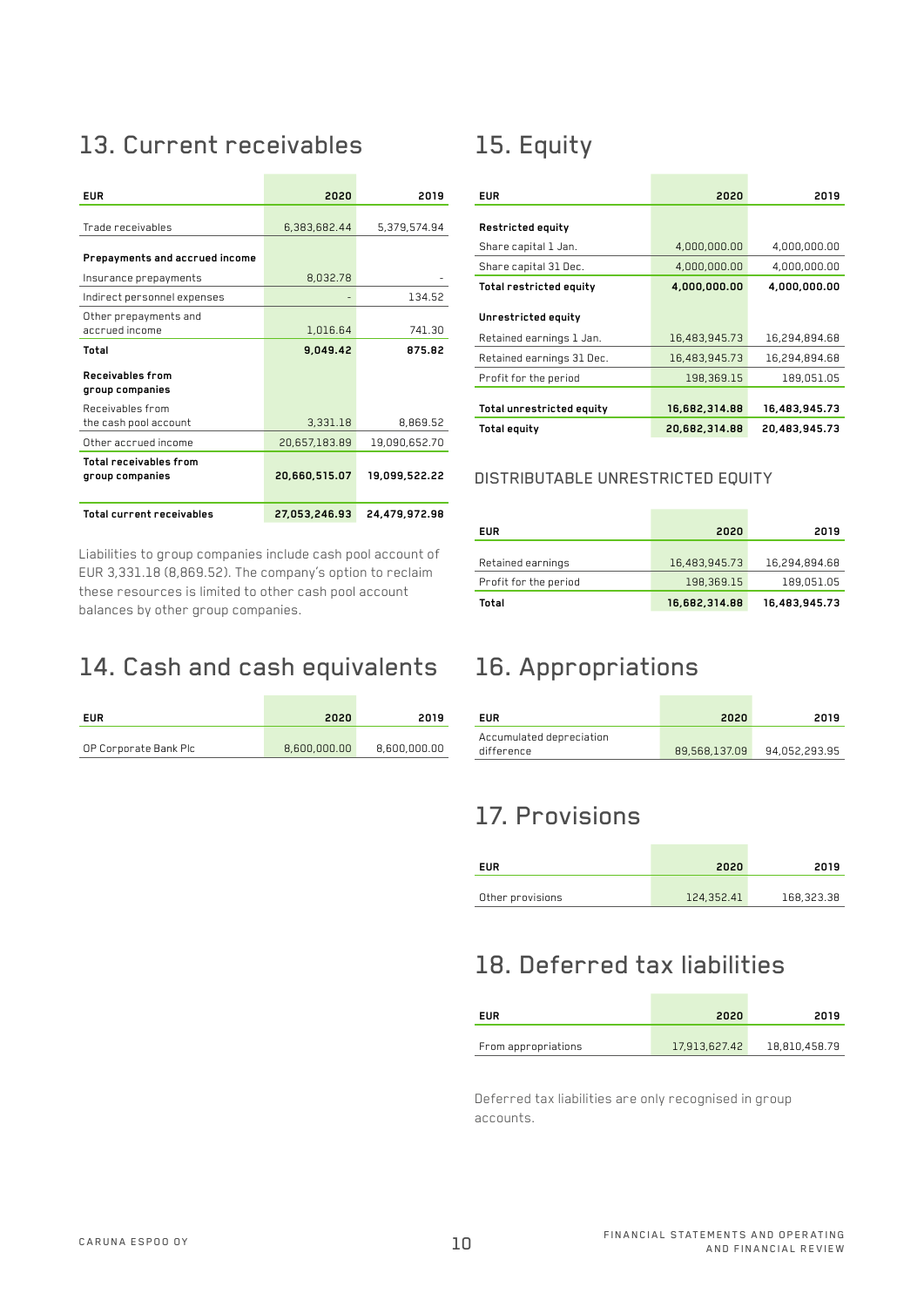## 13. Current receivables

| EUR | 2020 | 2019 |
|---|---|---|
| Trade receivables | 6,383,682.44 | 5,379,574.94 |
| **Prepayments and accrued income** | | |
| Insurance prepayments | 8,032.78 | - |
| Indirect personnel expenses | - | 134.52 |
| Other prepayments and accrued income | 1,016.64 | 741.30 |
| **Total** | **9,049.42** | **875.82** |
| **Receivables from group companies** | | |
| Receivables from the cash pool account | 3,331.18 | 8,869.52 |
| Other accrued income | 20,657,183.89 | 19,090,652.70 |
| **Total receivables from group companies** | **20,660,515.07** | **19,099,522.22** |
| **Total current receivables** | **27,053,246.93** | **24,479,972.98** |

Liabilities to group companies include cash pool account of EUR 3,331.18 (8,869.52). The company's option to reclaim these resources is limited to other cash pool account balances by other group companies.

## 14. Cash and cash equivalents

| EUR | 2020 | 2019 |
|---|---|---|
| OP Corporate Bank Plc | 8,600,000.00 | 8,600,000.00 |

## 15. Equity

| EUR | 2020 | 2019 |
|---|---|---|
| **Restricted equity** | | |
| Share capital 1 Jan. | 4,000,000.00 | 4,000,000.00 |
| Share capital 31 Dec. | 4,000,000.00 | 4,000,000.00 |
| **Total restricted equity** | **4,000,000.00** | **4,000,000.00** |
| **Unrestricted equity** | | |
| Retained earnings 1 Jan. | 16,483,945.73 | 16,294,894.68 |
| Retained earnings 31 Dec. | 16,483,945.73 | 16,294,894.68 |
| Profit for the period | 198,369.15 | 189,051.05 |
| **Total unrestricted equity** | **16,682,314.88** | **16,483,945.73** |
| **Total equity** | **20,682,314.88** | **20,483,945.73** |

### DISTRIBUTABLE UNRESTRICTED EQUITY

| EUR | 2020 | 2019 |
|---|---|---|
| Retained earnings | 16,483,945.73 | 16,294,894.68 |
| Profit for the period | 198,369.15 | 189,051.05 |
| **Total** | **16,682,314.88** | **16,483,945.73** |

## 16. Appropriations

| EUR | 2020 | 2019 |
|---|---|---|
| Accumulated depreciation difference | 89,568,137.09 | 94,052,293.95 |

## 17. Provisions

| EUR | 2020 | 2019 |
|---|---|---|
| Other provisions | 124,352.41 | 168,323.38 |

## 18. Deferred tax liabilities

| EUR | 2020 | 2019 |
|---|---|---|
| From appropriations | 17,913,627.42 | 18,810,458.79 |

Deferred tax liabilities are only recognised in group accounts.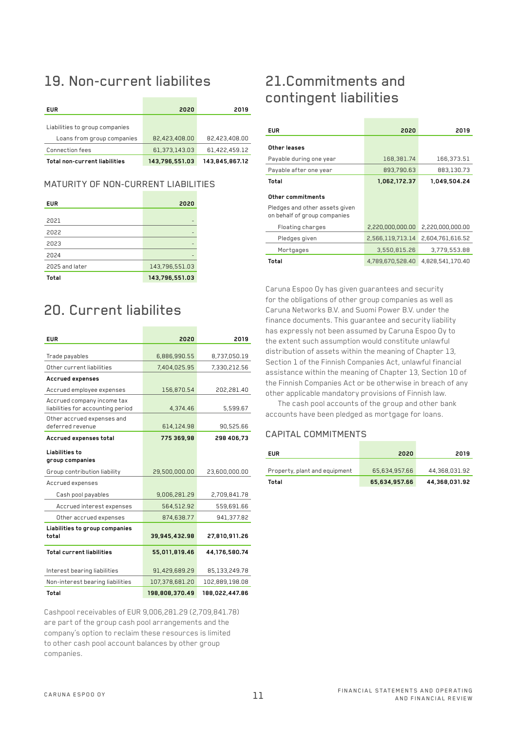## 19. Non-current liabilites

| EUR | 2020 | 2019 |
|---|---|---|
| Liabilities to group companies | | |
| Loans from group companies | 82,423,408.00 | 82,423,408.00 |
| Connection fees | 61,373,143.03 | 61,422,459.12 |
| **Total non-current liabilities** | **143,796,551.03** | **143,845,867.12** |

### MATURITY OF NON-CURRENT LIABILITIES

| EUR | 2020 |
|---|---|
| 2021 | - |
| 2022 | - |
| 2023 | - |
| 2024 | - |
| 2025 and later | 143,796,551.03 |
| **Total** | **143,796,551.03** |

## 20. Current liabilites

| EUR | 2020 | 2019 |
|---|---|---|
| Trade payables | 6,886,990.55 | 8,737,050.19 |
| Other current liabilities | 7,404,025.95 | 7,330,212.56 |
| **Accrued expenses** | | |
| Accrued employee expenses | 156,870.54 | 202,281.40 |
| Accrued company income tax liabilities for accounting period | 4,374.46 | 5,599.67 |
| Other accrued expenses and deferred revenue | 614,124.98 | 90,525.66 |
| **Accrued expenses total** | **775 369,98** | **298 406,73** |
| **Liabilities to group companies** | | |
| Group contribution liability | 29,500,000.00 | 23,600,000.00 |
| Accrued expenses | | |
| Cash pool payables | 9,006,281.29 | 2,709,841.78 |
| Accrued interest expenses | 564,512.92 | 559,691.66 |
| Other accrued expenses | 874,638.77 | 941,377.82 |
| **Liabilities to group companies total** | **39,945,432.98** | **27,810,911.26** |
| **Total current liabilities** | **55,011,819.46** | **44,176,580.74** |
| Interest bearing liabilities | 91,429,689.29 | 85,133,249.78 |
| Non-interest bearing liabilities | 107,378,681.20 | 102,889,198.08 |
| **Total** | **198,808,370.49** | **188,022,447.86** |

Cashpool receivables of EUR 9,006,281.29 (2,709,841.78) are part of the group cash pool arrangements and the company's option to reclaim these resources is limited to other cash pool account balances by other group companies.

## 21.Commitments and contingent liabilities

| EUR | 2020 | 2019 |
|---|---|---|
| **Other leases** | | |
| Payable during one year | 168,381.74 | 166,373.51 |
| Payable after one year | 893,790.63 | 883,130.73 |
| **Total** | **1,062,172.37** | **1,049,504.24** |
| **Other commitments** | | |
| Pledges and other assets given on behalf of group companies | | |
| Floating charges | 2,220,000,000.00 | 2,220,000,000.00 |
| Pledges given | 2,566,119,713.14 | 2,604,761,616.52 |
| Mortgages | 3,550,815.26 | 3,779,553.88 |
| **Total** | 4,789,670,528.40 | 4,828,541,170.40 |

Caruna Espoo Oy has given guarantees and security for the obligations of other group companies as well as Caruna Networks B.V. and Suomi Power B.V. under the finance documents. This guarantee and security liability has expressly not been assumed by Caruna Espoo Oy to the extent such assumption would constitute unlawful distribution of assets within the meaning of Chapter 13, Section 1 of the Finnish Companies Act, unlawful financial assistance within the meaning of Chapter 13, Section 10 of the Finnish Companies Act or be otherwise in breach of any other applicable mandatory provisions of Finnish law.

The cash pool accounts of the group and other bank accounts have been pledged as mortgage for loans.

### CAPITAL COMMITMENTS

| EUR | 2020 | 2019 |
|---|---|---|
| Property, plant and equipment | 65,634,957.66 | 44,368,031.92 |
| **Total** | **65,634,957.66** | **44,368,031.92** |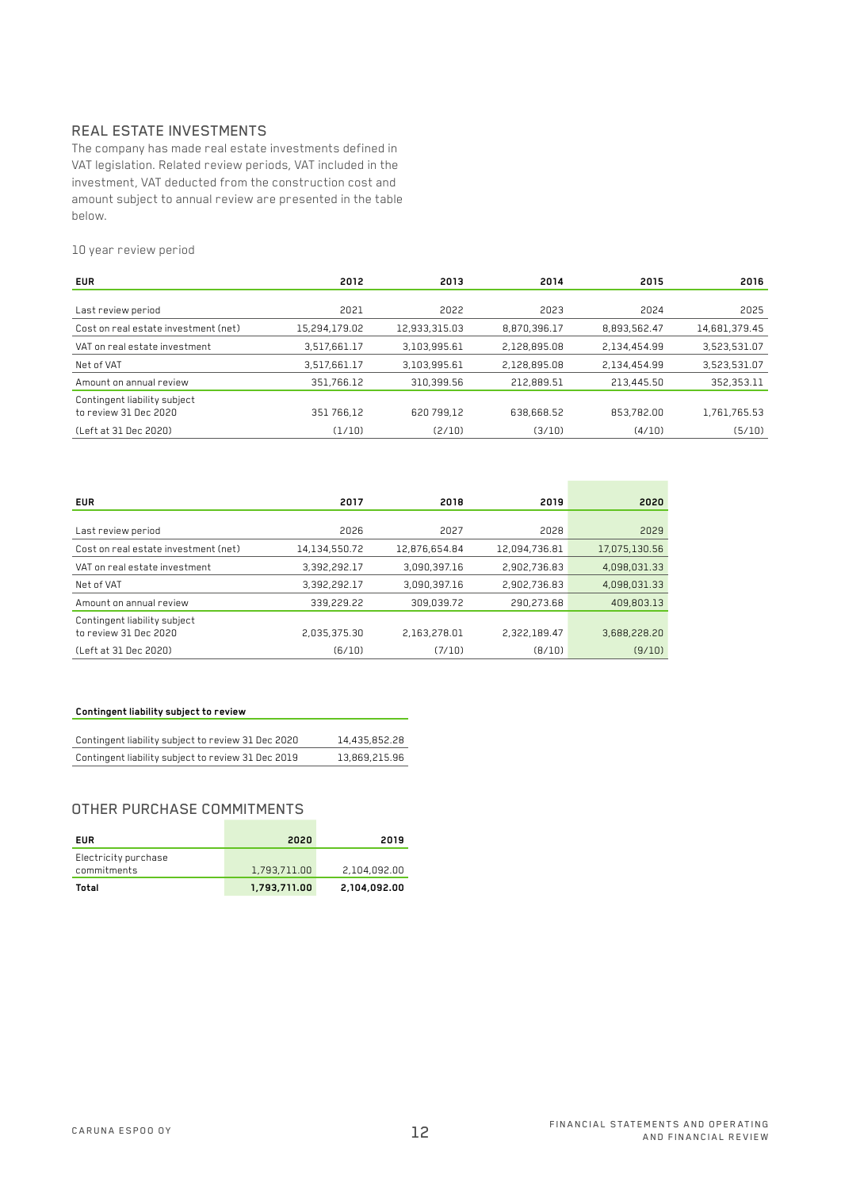## REAL ESTATE INVESTMENTS

The company has made real estate investments defined in VAT legislation. Related review periods, VAT included in the investment, VAT deducted from the construction cost and amount subject to annual review are presented in the table below.

10 year review period

| EUR | 2012 | 2013 | 2014 | 2015 | 2016 |
|---|---|---|---|---|---|
| Last review period | 2021 | 2022 | 2023 | 2024 | 2025 |
| Cost on real estate investment (net) | 15,294,179.02 | 12,933,315.03 | 8,870,396.17 | 8,893,562.47 | 14,681,379.45 |
| VAT on real estate investment | 3,517,661.17 | 3,103,995.61 | 2,128,895.08 | 2,134,454.99 | 3,523,531.07 |
| Net of VAT | 3,517,661.17 | 3,103,995.61 | 2,128,895.08 | 2,134,454.99 | 3,523,531.07 |
| Amount on annual review | 351,766.12 | 310,399.56 | 212,889.51 | 213,445.50 | 352,353.11 |
| Contingent liability subject to review 31 Dec 2020 | 351 766,12 | 620 799,12 | 638,668.52 | 853,782.00 | 1,761,765.53 |
| (Left at 31 Dec 2020) | (1/10) | (2/10) | (3/10) | (4/10) | (5/10) |

| EUR | 2017 | 2018 | 2019 | 2020 |
|---|---|---|---|---|
| Last review period | 2026 | 2027 | 2028 | 2029 |
| Cost on real estate investment (net) | 14,134,550.72 | 12,876,654.84 | 12,094,736.81 | 17,075,130.56 |
| VAT on real estate investment | 3,392,292.17 | 3,090,397.16 | 2,902,736.83 | 4,098,031.33 |
| Net of VAT | 3,392,292.17 | 3,090,397.16 | 2,902,736.83 | 4,098,031.33 |
| Amount on annual review | 339,229.22 | 309,039.72 | 290,273.68 | 409,803.13 |
| Contingent liability subject to review 31 Dec 2020 | 2,035,375.30 | 2,163,278.01 | 2,322,189.47 | 3,688,228.20 |
| (Left at 31 Dec 2020) | (6/10) | (7/10) | (8/10) | (9/10) |

| Contingent liability subject to review | |
|---|---|
| Contingent liability subject to review 31 Dec 2020 | 14,435,852.28 |
| Contingent liability subject to review 31 Dec 2019 | 13,869,215.96 |

## OTHER PURCHASE COMMITMENTS

| EUR | 2020 | 2019 |
|---|---|---|
| Electricity purchase commitments | 1,793,711.00 | 2,104,092.00 |
| **Total** | **1,793,711.00** | **2,104,092.00** |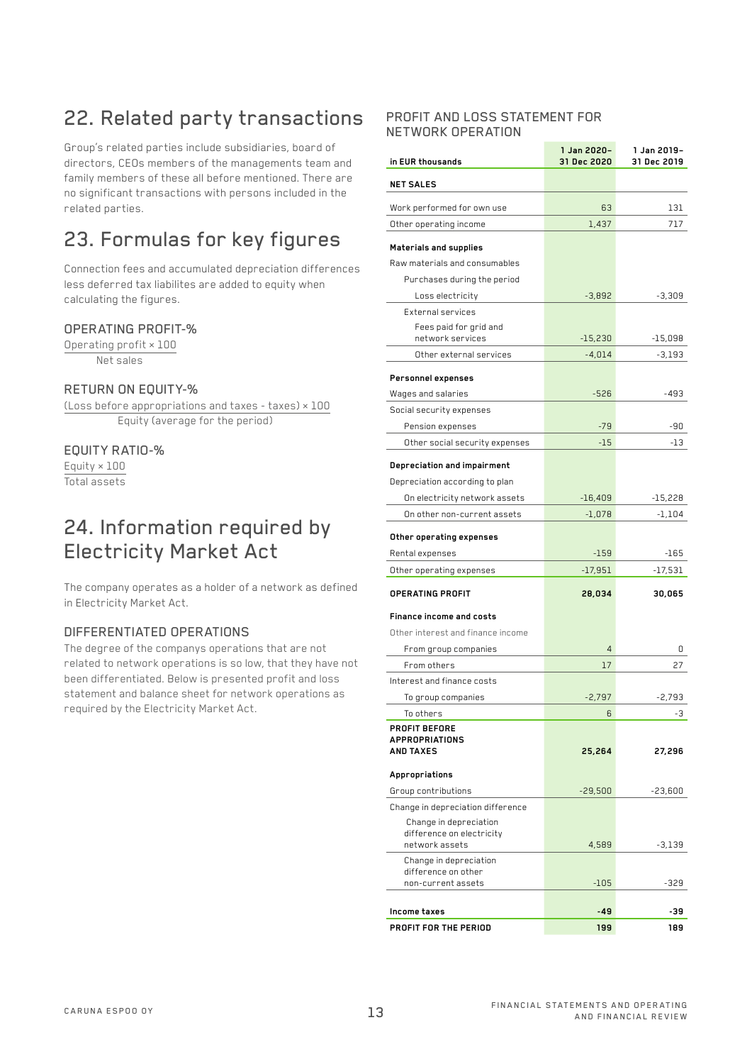# 22. Related party transactions

Group's related parties include subsidiaries, board of directors, CEOs members of the managements team and family members of these all before mentioned. There are no significant transactions with persons included in the related parties.

# 23. Formulas for key figures

Connection fees and accumulated depreciation differences less deferred tax liabilites are added to equity when calculating the figures.

### OPERATING PROFIT-%

$$\frac{\text{Operating profit} \times 100}{\text{Net sales}}$$

### RETURN ON EQUITY-%

$$\frac{\text{(Loss before appropriations and taxes - taxes)} \times 100}{\text{Equity (average for the period)}}$$

### EQUITY RATIO-%

$$\frac{\text{Equity} \times 100}{\text{Total assets}}$$

# 24. Information required by Electricity Market Act

The company operates as a holder of a network as defined in Electricity Market Act.

### DIFFERENTIATED OPERATIONS

The degree of the companys operations that are not related to network operations is so low, that they have not been differentiated. Below is presented profit and loss statement and balance sheet for network operations as required by the Electricity Market Act.

### PROFIT AND LOSS STATEMENT FOR NETWORK OPERATION

| in EUR thousands | 1 Jan 2020–31 Dec 2020 | 1 Jan 2019–31 Dec 2019 |
|---|---|---|
| **NET SALES** | | |
| Work performed for own use | 63 | 131 |
| Other operating income | 1,437 | 717 |
| **Materials and supplies** | | |
| Raw materials and consumables | | |
| Purchases during the period | | |
| Loss electricity | -3,892 | -3,309 |
| External services | | |
| Fees paid for grid and network services | -15,230 | -15,098 |
| Other external services | -4,014 | -3,193 |
| **Personnel expenses** | | |
| Wages and salaries | -526 | -493 |
| Social security expenses | | |
| Pension expenses | -79 | -90 |
| Other social security expenses | -15 | -13 |
| **Depreciation and impairment** | | |
| Depreciation according to plan | | |
| On electricity network assets | -16,409 | -15,228 |
| On other non-current assets | -1,078 | -1,104 |
| **Other operating expenses** | | |
| Rental expenses | -159 | -165 |
| Other operating expenses | -17,951 | -17,531 |
| **OPERATING PROFIT** | **28,034** | **30,065** |
| **Finance income and costs** | | |
| Other interest and finance income | | |
| From group companies | 4 | 0 |
| From others | 17 | 27 |
| Interest and finance costs | | |
| To group companies | -2,797 | -2,793 |
| To others | 6 | -3 |
| **PROFIT BEFORE APPROPRIATIONS AND TAXES** | **25,264** | **27,296** |
| **Appropriations** | | |
| Group contributions | -29,500 | -23,600 |
| Change in depreciation difference | | |
| Change in depreciation difference on electricity network assets | 4,589 | -3,139 |
| Change in depreciation difference on other non-current assets | -105 | -329 |
| **Income taxes** | **-49** | **-39** |
| **PROFIT FOR THE PERIOD** | **199** | **189** |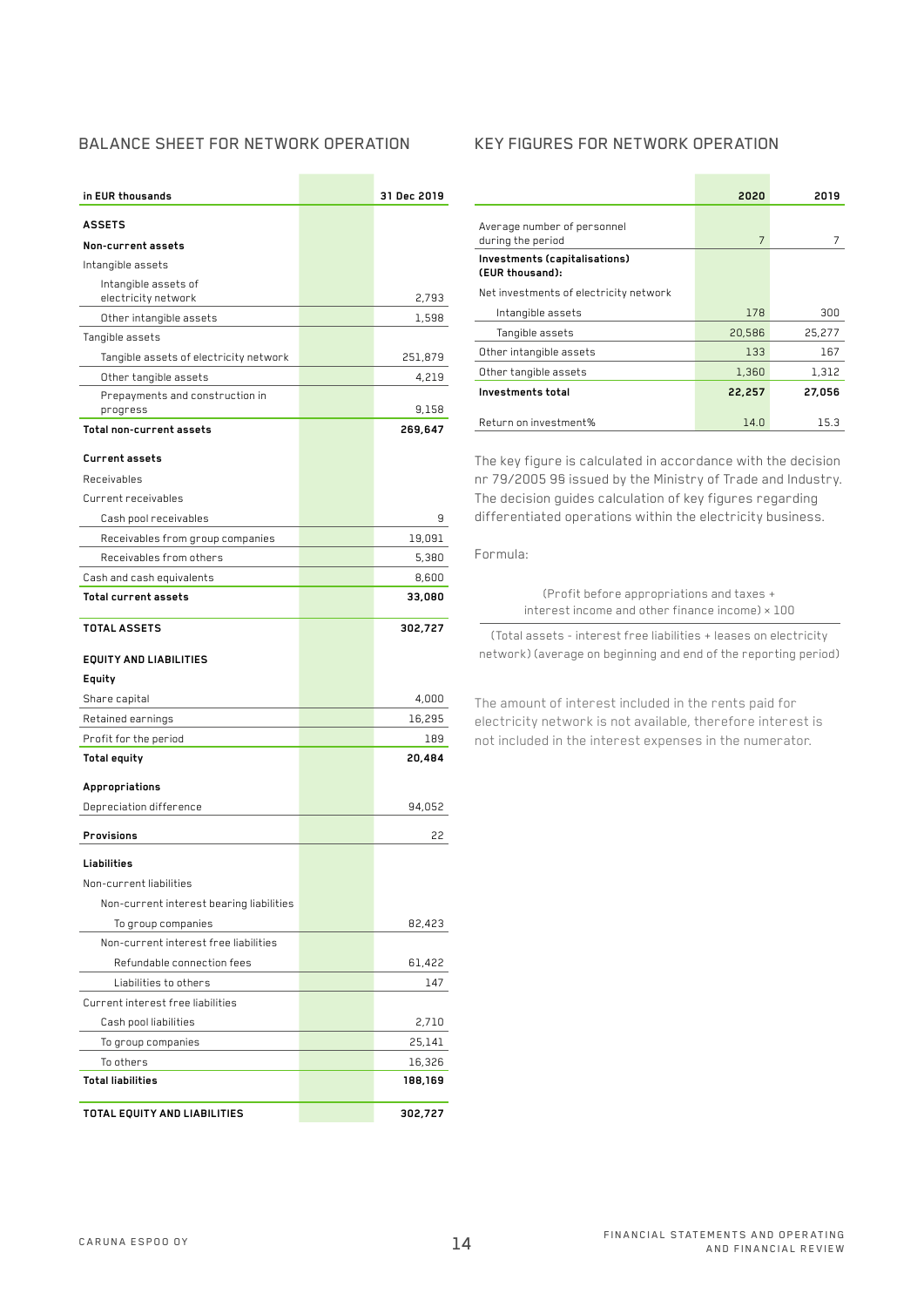## BALANCE SHEET FOR NETWORK OPERATION

| in EUR thousands | | 31 Dec 2019 |
|---|---|---|
| **ASSETS** | | |
| **Non-current assets** | | |
| Intangible assets | | |
| Intangible assets of electricity network | | 2,793 |
| Other intangible assets | | 1,598 |
| Tangible assets | | |
| Tangible assets of electricity network | | 251,879 |
| Other tangible assets | | 4,219 |
| Prepayments and construction in progress | | 9,158 |
| **Total non-current assets** | | **269,647** |
| **Current assets** | | |
| Receivables | | |
| Current receivables | | |
| Cash pool receivables | | 9 |
| Receivables from group companies | | 19,091 |
| Receivables from others | | 5,380 |
| Cash and cash equivalents | | 8,600 |
| **Total current assets** | | **33,080** |
| **TOTAL ASSETS** | | **302,727** |
| **EQUITY AND LIABILITIES** | | |
| **Equity** | | |
| Share capital | | 4,000 |
| Retained earnings | | 16,295 |
| Profit for the period | | 189 |
| **Total equity** | | **20,484** |
| **Appropriations** | | |
| Depreciation difference | | 94,052 |
| **Provisions** | | 22 |
| **Liabilities** | | |
| Non-current liabilities | | |
| Non-current interest bearing liabilities | | |
| To group companies | | 82,423 |
| Non-current interest free liabilities | | |
| Refundable connection fees | | 61,422 |
| Liabilities to others | | 147 |
| Current interest free liabilities | | |
| Cash pool liabilities | | 2,710 |
| To group companies | | 25,141 |
| To others | | 16,326 |
| **Total liabilities** | | **188,169** |
| **TOTAL EQUITY AND LIABILITIES** | | **302,727** |

## KEY FIGURES FOR NETWORK OPERATION

| | 2020 | 2019 |
|---|---|---|
| Average number of personnel during the period | 7 | 7 |
| **Investments (capitalisations) (EUR thousand):** | | |
| Net investments of electricity network | | |
| Intangible assets | 178 | 300 |
| Tangible assets | 20,586 | 25,277 |
| Other intangible assets | 133 | 167 |
| Other tangible assets | 1,360 | 1,312 |
| **Investments total** | **22,257** | **27,056** |
| Return on investment% | 14.0 | 15.3 |

The key figure is calculated in accordance with the decision nr 79/2005 9§ issued by the Ministry of Trade and Industry. The decision guides calculation of key figures regarding differentiated operations within the electricity business.

Formula:

$$\frac{\text{(Profit before appropriations and taxes + interest income and other finance income)} \times 100}{\text{(Total assets - interest free liabilities + leases on electricity network) (average on beginning and end of the reporting period)}}$$

The amount of interest included in the rents paid for electricity network is not available, therefore interest is not included in the interest expenses in the numerator.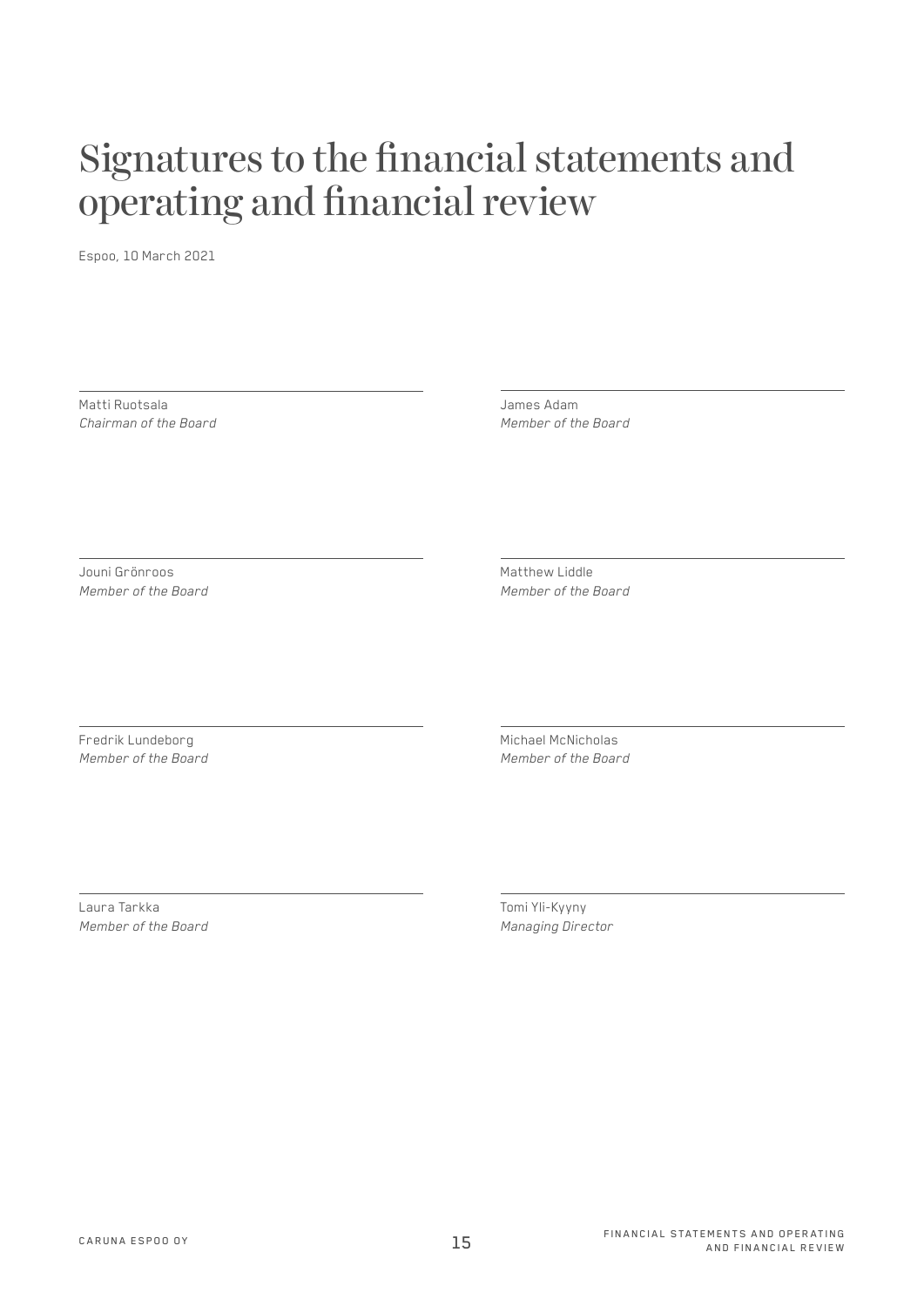# Signatures to the financial statements and operating and financial review

Espoo, 10 March 2021

Matti Ruotsala
*Chairman of the Board*

James Adam
*Member of the Board*

Jouni Grönroos
*Member of the Board*

Matthew Liddle
*Member of the Board*

Fredrik Lundeborg
*Member of the Board*

Michael McNicholas
*Member of the Board*

Laura Tarkka
*Member of the Board*

Tomi Yli-Kyyny
*Managing Director*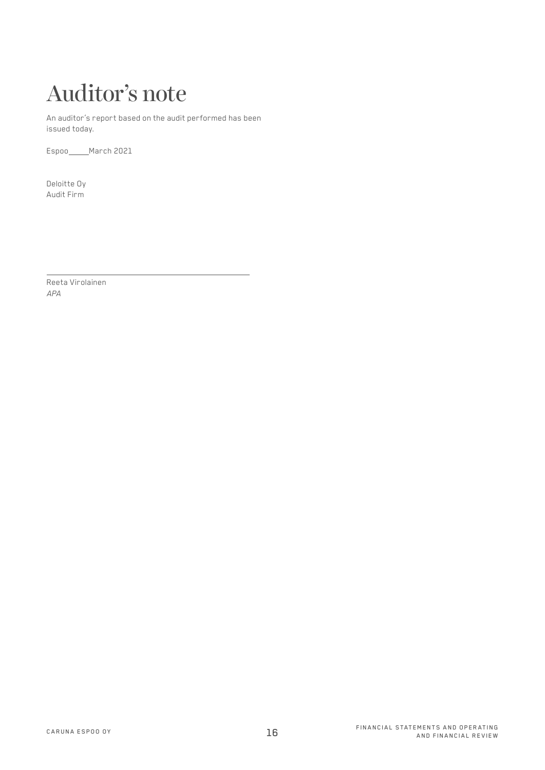# Auditor's note

An auditor's report based on the audit performed has been issued today.

Espoo _____ March 2021

Deloitte Oy
Audit Firm

Reeta Virolainen
*APA*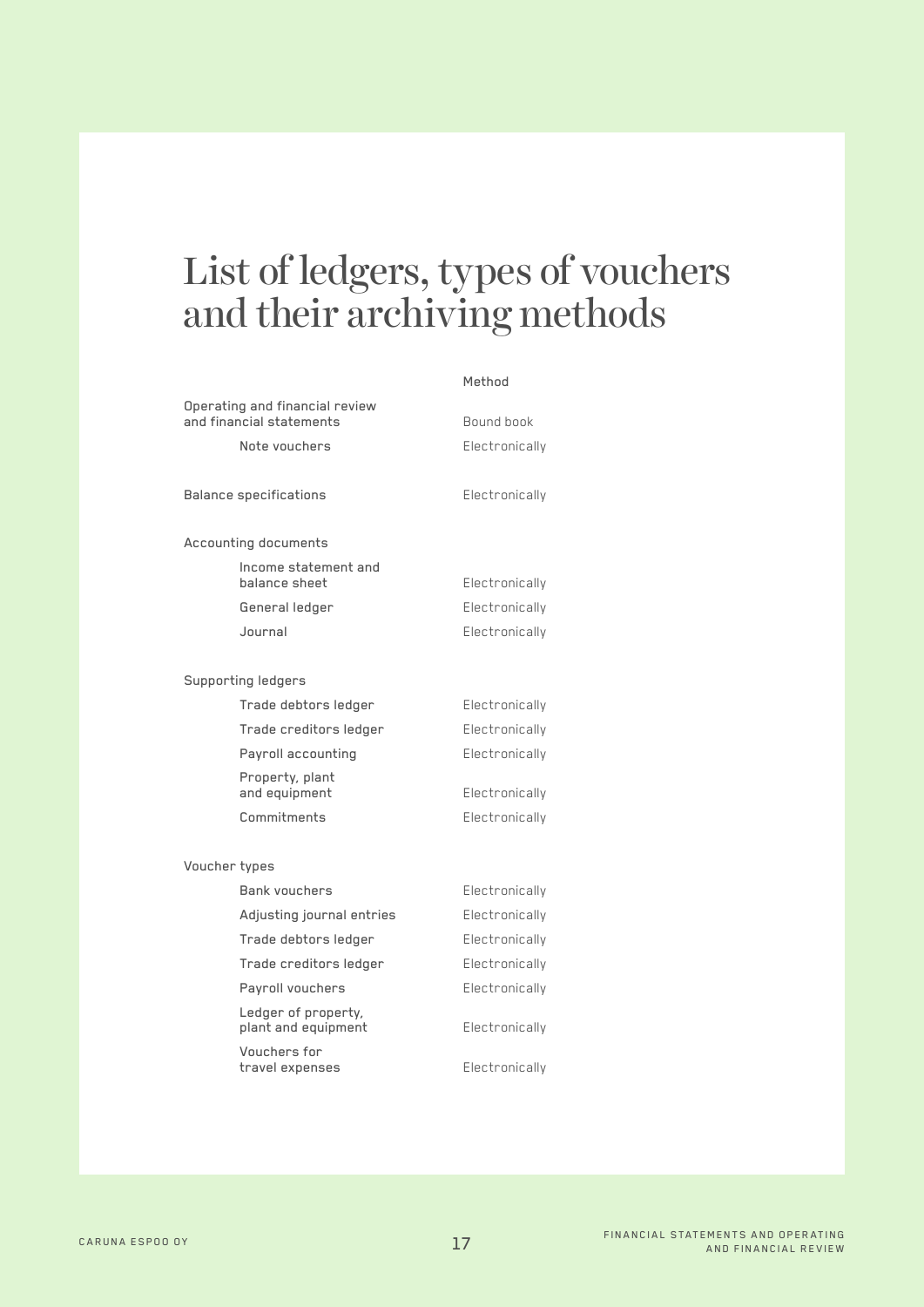# List of ledgers, types of vouchers and their archiving methods

| | Method |
|---|---|
| Operating and financial review and financial statements | Bound book |
| Note vouchers | Electronically |
| | |
| Balance specifications | Electronically |
| | |
| Accounting documents | |
| Income statement and balance sheet | Electronically |
| General ledger | Electronically |
| Journal | Electronically |
| | |
| Supporting ledgers | |
| Trade debtors ledger | Electronically |
| Trade creditors ledger | Electronically |
| Payroll accounting | Electronically |
| Property, plant and equipment | Electronically |
| Commitments | Electronically |
| | |
| Voucher types | |
| Bank vouchers | Electronically |
| Adjusting journal entries | Electronically |
| Trade debtors ledger | Electronically |
| Trade creditors ledger | Electronically |
| Payroll vouchers | Electronically |
| Ledger of property, plant and equipment | Electronically |
| Vouchers for travel expenses | Electronically |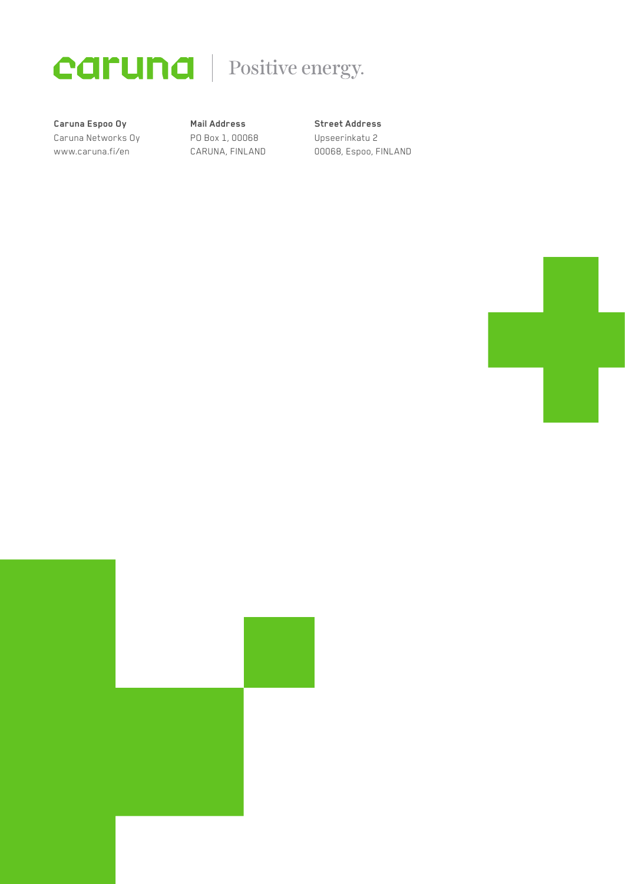caruna | Positive energy.

**Caruna Espoo Oy**
Caruna Networks Oy
www.caruna.fi/en

**Mail Address**
PO Box 1, 00068
CARUNA, FINLAND

**Street Address**
Upseerinkatu 2
00068, Espoo, FINLAND